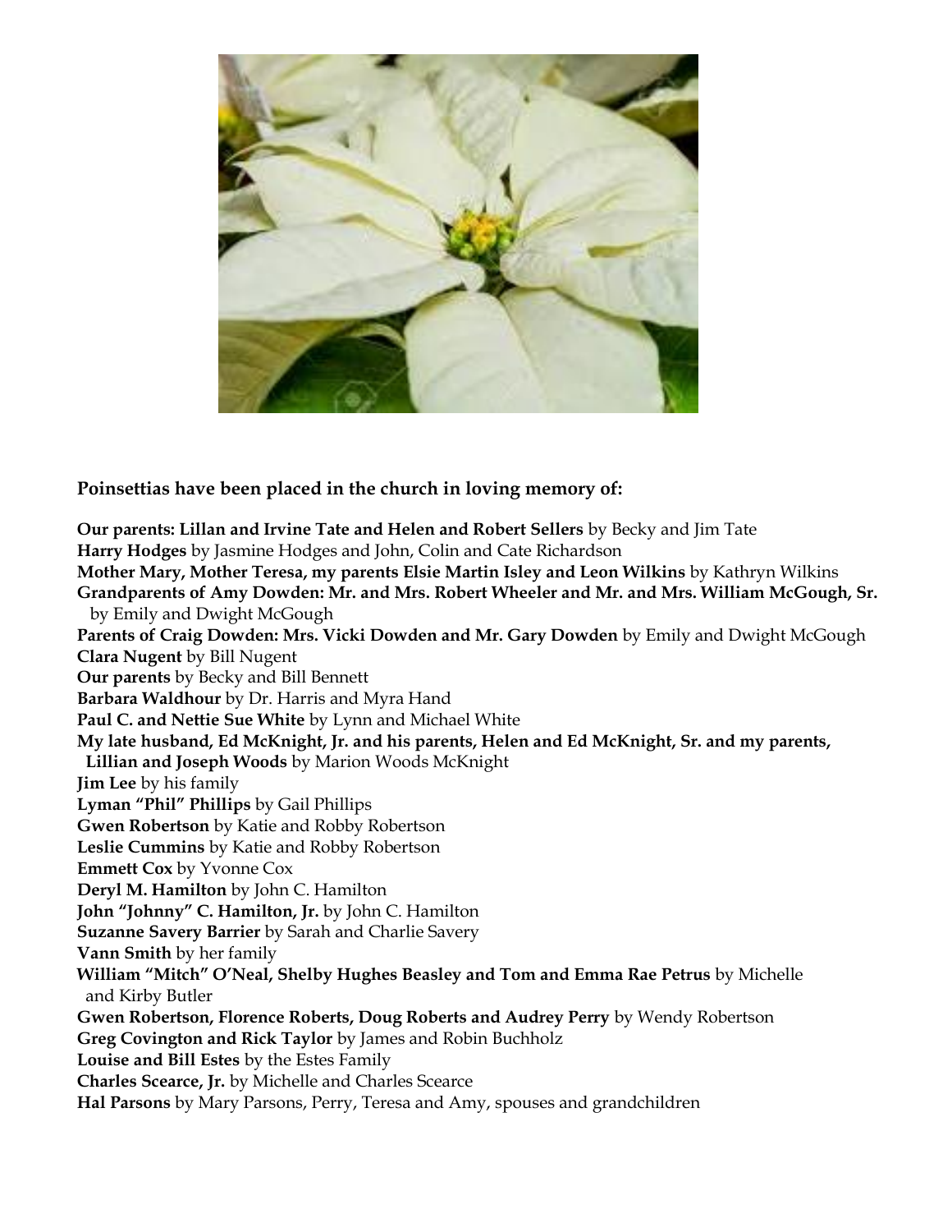**Poinsettias have been placed in the church in loving memory of:**

**Our parents: Lillan and Irvine Tate and Helen and Robert Sellers** by Becky and Jim Tate
**Harry Hodges** by Jasmine Hodges and John, Colin and Cate Richardson
**Mother Mary, Mother Teresa, my parents Elsie Martin Isley and Leon Wilkins** by Kathryn Wilkins
**Grandparents of Amy Dowden: Mr. and Mrs. Robert Wheeler and Mr. and Mrs. William McGough, Sr.** by Emily and Dwight McGough
**Parents of Craig Dowden: Mrs. Vicki Dowden and Mr. Gary Dowden** by Emily and Dwight McGough
**Clara Nugent** by Bill Nugent
**Our parents** by Becky and Bill Bennett
**Barbara Waldhour** by Dr. Harris and Myra Hand
**Paul C. and Nettie Sue White** by Lynn and Michael White
**My late husband, Ed McKnight, Jr. and his parents, Helen and Ed McKnight, Sr. and my parents, Lillian and Joseph Woods** by Marion Woods McKnight
**Jim Lee** by his family
**Lyman "Phil" Phillips** by Gail Phillips
**Gwen Robertson** by Katie and Robby Robertson
**Leslie Cummins** by Katie and Robby Robertson
**Emmett Cox** by Yvonne Cox
**Deryl M. Hamilton** by John C. Hamilton
**John "Johnny" C. Hamilton, Jr.** by John C. Hamilton
**Suzanne Savery Barrier** by Sarah and Charlie Savery
**Vann Smith** by her family
**William "Mitch" O'Neal, Shelby Hughes Beasley and Tom and Emma Rae Petrus** by Michelle and Kirby Butler
**Gwen Robertson, Florence Roberts, Doug Roberts and Audrey Perry** by Wendy Robertson
**Greg Covington and Rick Taylor** by James and Robin Buchholz
**Louise and Bill Estes** by the Estes Family
**Charles Scearce, Jr.** by Michelle and Charles Scearce
**Hal Parsons** by Mary Parsons, Perry, Teresa and Amy, spouses and grandchildren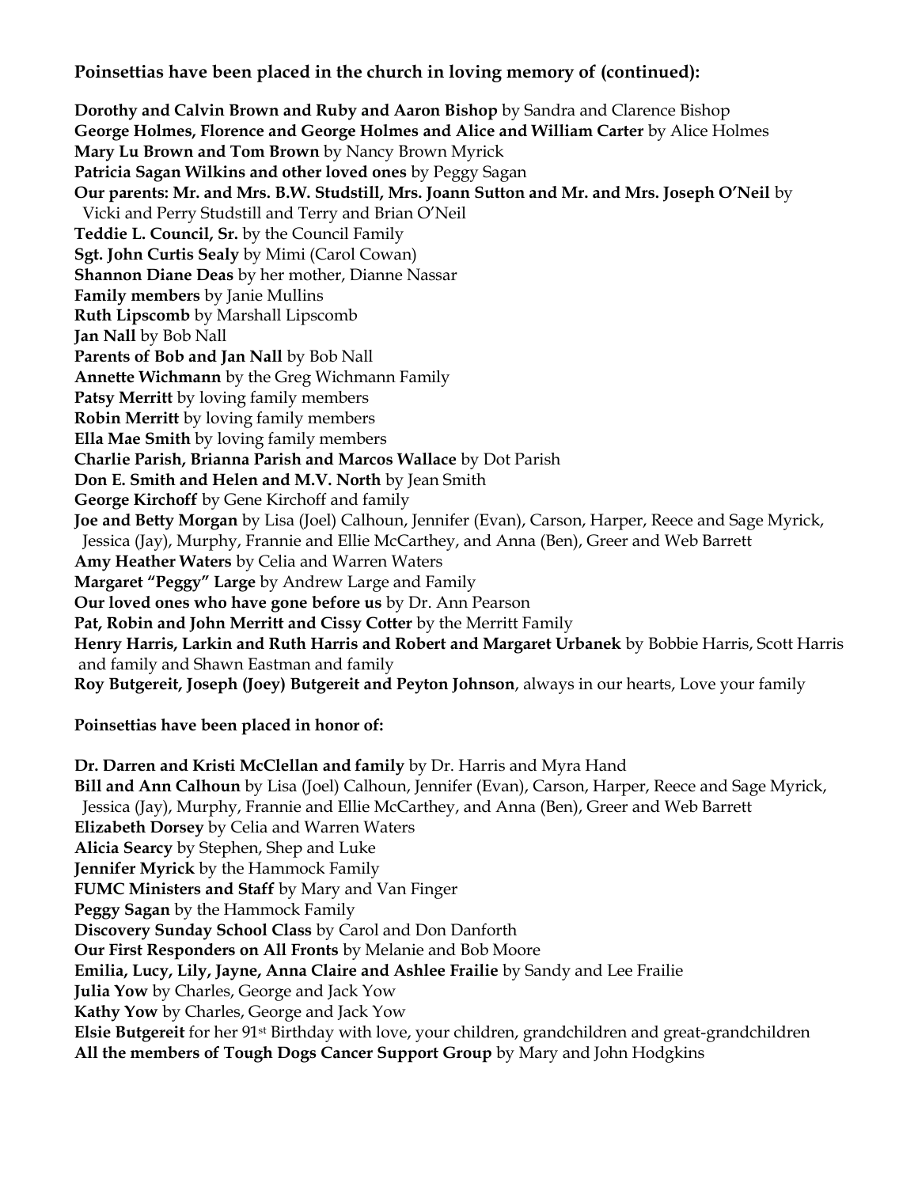**Poinsettias have been placed in the church in loving memory of (continued):**

**Dorothy and Calvin Brown and Ruby and Aaron Bishop** by Sandra and Clarence Bishop
**George Holmes, Florence and George Holmes and Alice and William Carter** by Alice Holmes
**Mary Lu Brown and Tom Brown** by Nancy Brown Myrick
**Patricia Sagan Wilkins and other loved ones** by Peggy Sagan
**Our parents: Mr. and Mrs. B.W. Studstill, Mrs. Joann Sutton and Mr. and Mrs. Joseph O'Neil** by Vicki and Perry Studstill and Terry and Brian O'Neil
**Teddie L. Council, Sr.** by the Council Family
**Sgt. John Curtis Sealy** by Mimi (Carol Cowan)
**Shannon Diane Deas** by her mother, Dianne Nassar
**Family members** by Janie Mullins
**Ruth Lipscomb** by Marshall Lipscomb
**Jan Nall** by Bob Nall
**Parents of Bob and Jan Nall** by Bob Nall
**Annette Wichmann** by the Greg Wichmann Family
**Patsy Merritt** by loving family members
**Robin Merritt** by loving family members
**Ella Mae Smith** by loving family members
**Charlie Parish, Brianna Parish and Marcos Wallace** by Dot Parish
**Don E. Smith and Helen and M.V. North** by Jean Smith
**George Kirchoff** by Gene Kirchoff and family
**Joe and Betty Morgan** by Lisa (Joel) Calhoun, Jennifer (Evan), Carson, Harper, Reece and Sage Myrick, Jessica (Jay), Murphy, Frannie and Ellie McCarthey, and Anna (Ben), Greer and Web Barrett
**Amy Heather Waters** by Celia and Warren Waters
**Margaret "Peggy" Large** by Andrew Large and Family
**Our loved ones who have gone before us** by Dr. Ann Pearson
**Pat, Robin and John Merritt and Cissy Cotter** by the Merritt Family
**Henry Harris, Larkin and Ruth Harris and Robert and Margaret Urbanek** by Bobbie Harris, Scott Harris and family and Shawn Eastman and family
**Roy Butgereit, Joseph (Joey) Butgereit and Peyton Johnson**, always in our hearts, Love your family

**Poinsettias have been placed in honor of:**

**Dr. Darren and Kristi McClellan and family** by Dr. Harris and Myra Hand
**Bill and Ann Calhoun** by Lisa (Joel) Calhoun, Jennifer (Evan), Carson, Harper, Reece and Sage Myrick, Jessica (Jay), Murphy, Frannie and Ellie McCarthey, and Anna (Ben), Greer and Web Barrett
**Elizabeth Dorsey** by Celia and Warren Waters
**Alicia Searcy** by Stephen, Shep and Luke
**Jennifer Myrick** by the Hammock Family
**FUMC Ministers and Staff** by Mary and Van Finger
**Peggy Sagan** by the Hammock Family
**Discovery Sunday School Class** by Carol and Don Danforth
**Our First Responders on All Fronts** by Melanie and Bob Moore
**Emilia, Lucy, Lily, Jayne, Anna Claire and Ashlee Frailie** by Sandy and Lee Frailie
**Julia Yow** by Charles, George and Jack Yow
**Kathy Yow** by Charles, George and Jack Yow
**Elsie Butgereit** for her 91st Birthday with love, your children, grandchildren and great-grandchildren
**All the members of Tough Dogs Cancer Support Group** by Mary and John Hodgkins